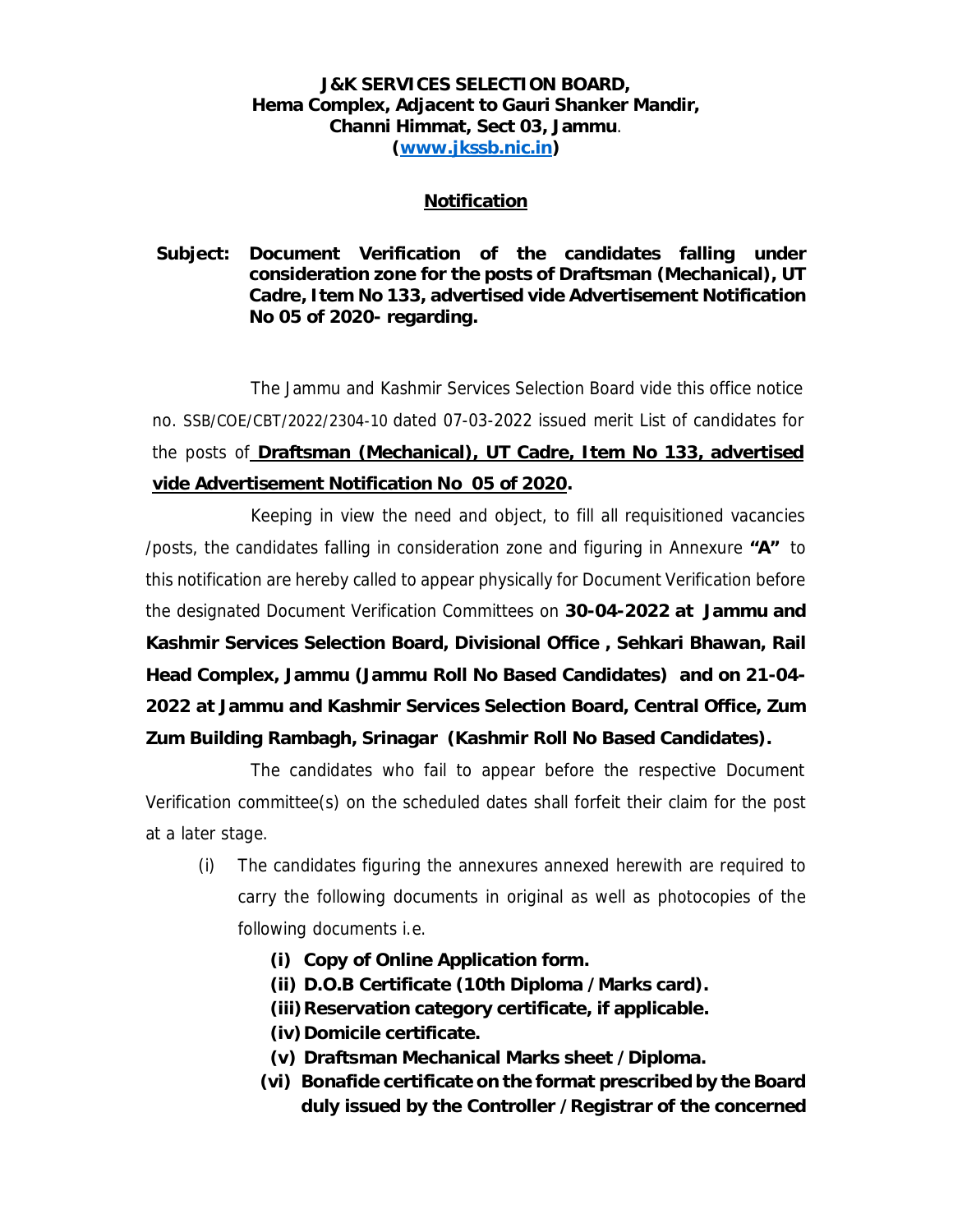**J&K SERVICES SELECTION BOARD,**
**Hema Complex, Adjacent to Gauri Shanker Mandir,**
**Channi Himmat, Sect 03, Jammu.**
**([www.jkssb.nic.in](http://www.jkssb.nic.in))**

## Notification

**Subject: Document Verification of the candidates falling under consideration zone for the posts of Draftsman (Mechanical), UT Cadre, Item No 133, advertised vide Advertisement Notification No 05 of 2020- regarding.**

The Jammu and Kashmir Services Selection Board vide this office notice no. SSB/COE/CBT/2022/2304-10 dated 07-03-2022 issued merit List of candidates for the posts of **Draftsman (Mechanical), UT Cadre, Item No 133, advertised vide Advertisement Notification No 05 of 2020.**

Keeping in view the need and object, to fill all requisitioned vacancies /posts, the candidates falling in consideration zone and figuring in Annexure **"A"** to this notification are hereby called to appear physically for Document Verification before the designated Document Verification Committees on **30-04-2022 at Jammu and Kashmir Services Selection Board, Divisional Office , Sehkari Bhawan, Rail Head Complex, Jammu (Jammu Roll No Based Candidates) and on 21-04-2022 at Jammu and Kashmir Services Selection Board, Central Office, Zum Zum Building Rambagh, Srinagar (Kashmir Roll No Based Candidates).**

The candidates who fail to appear before the respective Document Verification committee(s) on the scheduled dates shall forfeit their claim for the post at a later stage.

(i) The candidates figuring the annexures annexed herewith are required to carry the following documents in original as well as photocopies of the following documents i.e.

- **(i) Copy of Online Application form.**
- **(ii) D.O.B Certificate (10th Diploma / Marks card).**
- **(iii) Reservation category certificate, if applicable.**
- **(iv) Domicile certificate.**
- **(v) Draftsman Mechanical Marks sheet / Diploma.**
- **(vi) Bonafide certificate on the format prescribed by the Board duly issued by the Controller / Registrar of the concerned**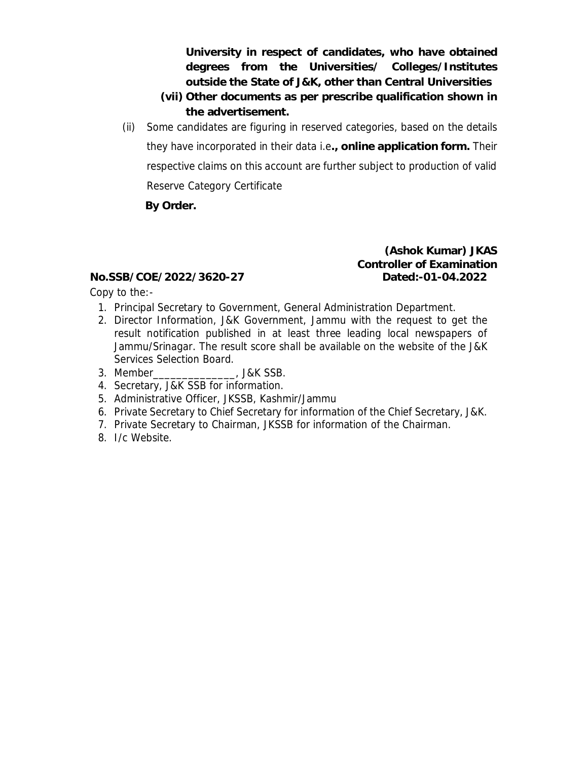**University in respect of candidates, who have obtained degrees from the Universities/ Colleges/Institutes outside the State of J&K, other than Central Universities**

**(vii) Other documents as per prescribe qualification shown in the advertisement.**

(ii) Some candidates are figuring in reserved categories, based on the details they have incorporated in their data i.e**., online application form.** Their respective claims on this account are further subject to production of valid Reserve Category Certificate

**By Order.**

**(Ashok Kumar) JKAS**
**Controller of Examination**

**No.SSB/COE/2022/3620-27** **Dated:-01-04.2022**

Copy to the:-

1. Principal Secretary to Government, General Administration Department.
2. Director Information, J&K Government, Jammu with the request to get the result notification published in at least three leading local newspapers of Jammu/Srinagar. The result score shall be available on the website of the J&K Services Selection Board.
3. Member______________, J&K SSB.
4. Secretary, J&K SSB for information.
5. Administrative Officer, JKSSB, Kashmir/Jammu
6. Private Secretary to Chief Secretary for information of the Chief Secretary, J&K.
7. Private Secretary to Chairman, JKSSB for information of the Chairman.
8. I/c Website.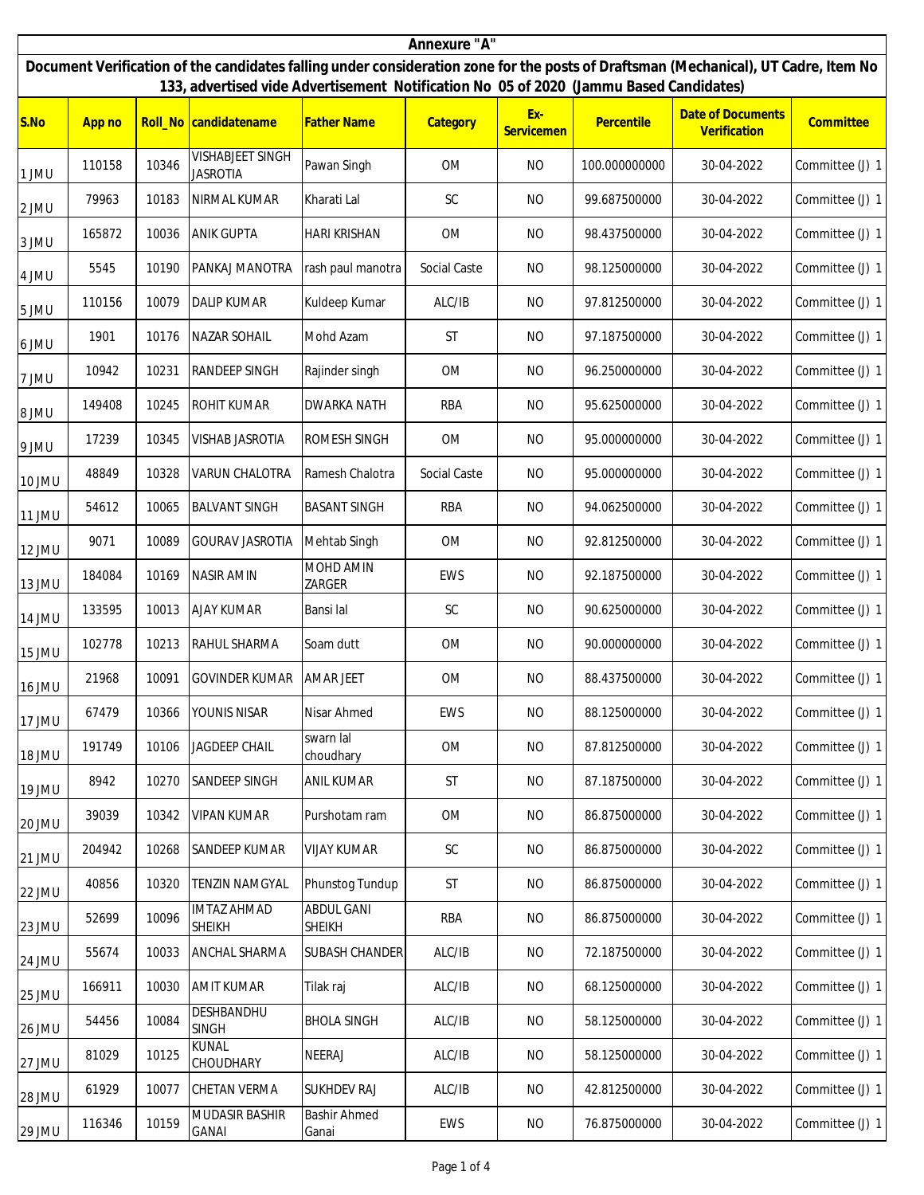# Annexure "A"

## Document Verification of the candidates falling under consideration zone for the posts of Draftsman (Mechanical), UT Cadre, Item No 133, advertised vide Advertisement Notification No 05 of 2020 (Jammu Based Candidates)

| S.No | App no | Roll_No | candidatename | Father Name | Category | Ex-Servicemen | Percentile | Date of Documents Verification | Committee |
|---|---|---|---|---|---|---|---|---|---|
| 1 JMU | 110158 | 10346 | VISHABJEET SINGH JASROTIA | Pawan Singh | OM | NO | 100.000000000 | 30-04-2022 | Committee (J) 1 |
| 2 JMU | 79963 | 10183 | NIRMAL KUMAR | Kharati Lal | SC | NO | 99.687500000 | 30-04-2022 | Committee (J) 1 |
| 3 JMU | 165872 | 10036 | ANIK GUPTA | HARI KRISHAN | OM | NO | 98.437500000 | 30-04-2022 | Committee (J) 1 |
| 4 JMU | 5545 | 10190 | PANKAJ MANOTRA | rash paul manotra | Social Caste | NO | 98.125000000 | 30-04-2022 | Committee (J) 1 |
| 5 JMU | 110156 | 10079 | DALIP KUMAR | Kuldeep Kumar | ALC/IB | NO | 97.812500000 | 30-04-2022 | Committee (J) 1 |
| 6 JMU | 1901 | 10176 | NAZAR SOHAIL | Mohd Azam | ST | NO | 97.187500000 | 30-04-2022 | Committee (J) 1 |
| 7 JMU | 10942 | 10231 | RANDEEP SINGH | Rajinder singh | OM | NO | 96.250000000 | 30-04-2022 | Committee (J) 1 |
| 8 JMU | 149408 | 10245 | ROHIT KUMAR | DWARKA NATH | RBA | NO | 95.625000000 | 30-04-2022 | Committee (J) 1 |
| 9 JMU | 17239 | 10345 | VISHAB JASROTIA | ROMESH SINGH | OM | NO | 95.000000000 | 30-04-2022 | Committee (J) 1 |
| 10 JMU | 48849 | 10328 | VARUN CHALOTRA | Ramesh Chalotra | Social Caste | NO | 95.000000000 | 30-04-2022 | Committee (J) 1 |
| 11 JMU | 54612 | 10065 | BALVANT SINGH | BASANT SINGH | RBA | NO | 94.062500000 | 30-04-2022 | Committee (J) 1 |
| 12 JMU | 9071 | 10089 | GOURAV JASROTIA | Mehtab Singh | OM | NO | 92.812500000 | 30-04-2022 | Committee (J) 1 |
| 13 JMU | 184084 | 10169 | NASIR AMIN | MOHD AMIN ZARGER | EWS | NO | 92.187500000 | 30-04-2022 | Committee (J) 1 |
| 14 JMU | 133595 | 10013 | AJAY KUMAR | Bansi lal | SC | NO | 90.625000000 | 30-04-2022 | Committee (J) 1 |
| 15 JMU | 102778 | 10213 | RAHUL SHARMA | Soam dutt | OM | NO | 90.000000000 | 30-04-2022 | Committee (J) 1 |
| 16 JMU | 21968 | 10091 | GOVINDER KUMAR | AMAR JEET | OM | NO | 88.437500000 | 30-04-2022 | Committee (J) 1 |
| 17 JMU | 67479 | 10366 | YOUNIS NISAR | Nisar Ahmed | EWS | NO | 88.125000000 | 30-04-2022 | Committee (J) 1 |
| 18 JMU | 191749 | 10106 | JAGDEEP CHAIL | swarn lal choudhary | OM | NO | 87.812500000 | 30-04-2022 | Committee (J) 1 |
| 19 JMU | 8942 | 10270 | SANDEEP SINGH | ANIL KUMAR | ST | NO | 87.187500000 | 30-04-2022 | Committee (J) 1 |
| 20 JMU | 39039 | 10342 | VIPAN KUMAR | Purshotam ram | OM | NO | 86.875000000 | 30-04-2022 | Committee (J) 1 |
| 21 JMU | 204942 | 10268 | SANDEEP KUMAR | VIJAY KUMAR | SC | NO | 86.875000000 | 30-04-2022 | Committee (J) 1 |
| 22 JMU | 40856 | 10320 | TENZIN NAMGYAL | Phunstog Tundup | ST | NO | 86.875000000 | 30-04-2022 | Committee (J) 1 |
| 23 JMU | 52699 | 10096 | IMTAZ AHMAD SHEIKH | ABDUL GANI SHEIKH | RBA | NO | 86.875000000 | 30-04-2022 | Committee (J) 1 |
| 24 JMU | 55674 | 10033 | ANCHAL SHARMA | SUBASH CHANDER | ALC/IB | NO | 72.187500000 | 30-04-2022 | Committee (J) 1 |
| 25 JMU | 166911 | 10030 | AMIT KUMAR | Tilak raj | ALC/IB | NO | 68.125000000 | 30-04-2022 | Committee (J) 1 |
| 26 JMU | 54456 | 10084 | DESHBANDHU SINGH | BHOLA SINGH | ALC/IB | NO | 58.125000000 | 30-04-2022 | Committee (J) 1 |
| 27 JMU | 81029 | 10125 | KUNAL CHOUDHARY | NEERAJ | ALC/IB | NO | 58.125000000 | 30-04-2022 | Committee (J) 1 |
| 28 JMU | 61929 | 10077 | CHETAN VERMA | SUKHDEV RAJ | ALC/IB | NO | 42.812500000 | 30-04-2022 | Committee (J) 1 |
| 29 JMU | 116346 | 10159 | MUDASIR BASHIR GANAI | Bashir Ahmed Ganai | EWS | NO | 76.875000000 | 30-04-2022 | Committee (J) 1 |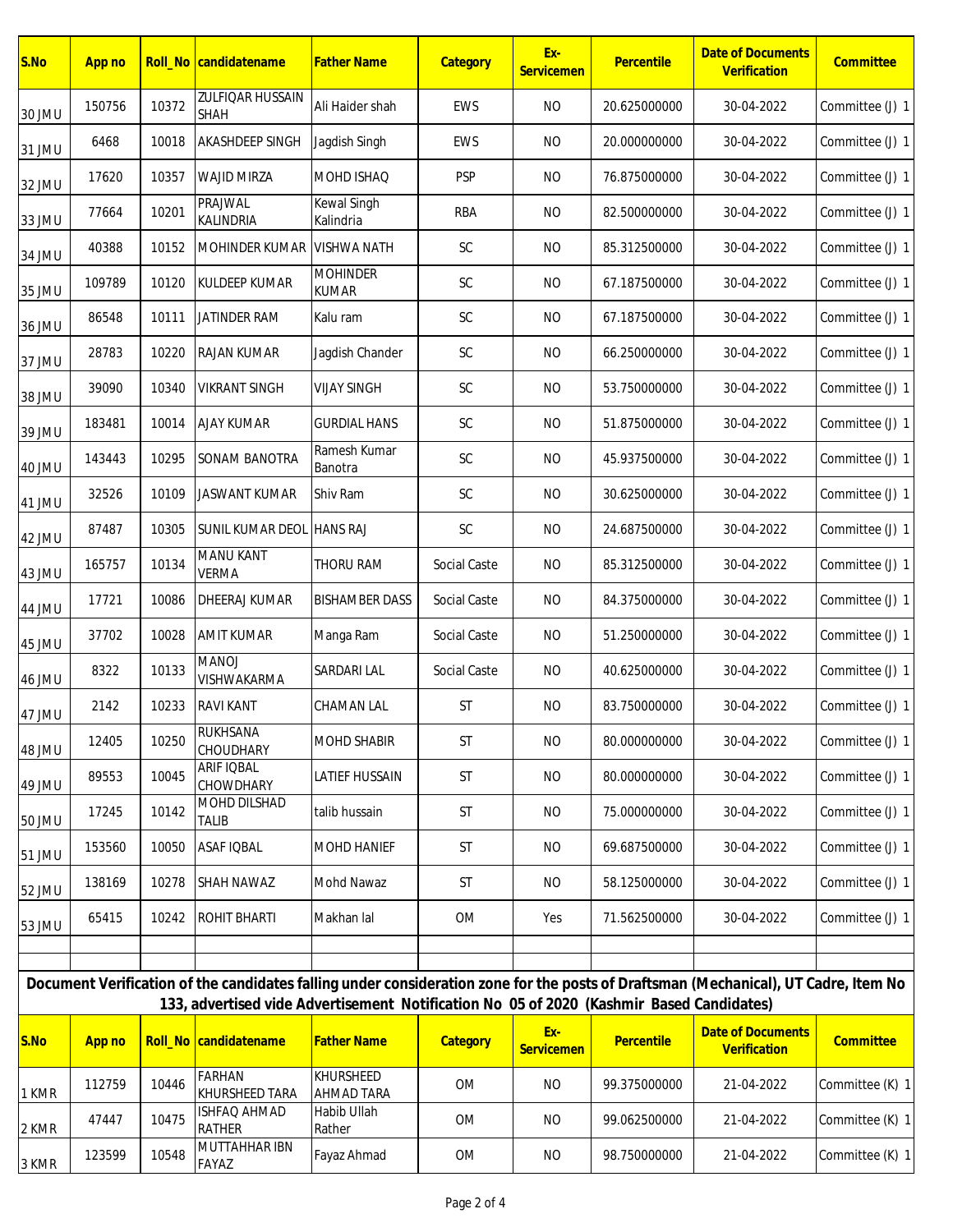| S.No | App no | Roll_No | candidatename | Father Name | Category | Ex-Servicemen | Percentile | Date of Documents Verification | Committee |
|---|---|---|---|---|---|---|---|---|---|
| 30 JMU | 150756 | 10372 | ZULFIQAR HUSSAIN SHAH | Ali Haider shah | EWS | NO | 20.625000000 | 30-04-2022 | Committee (J) 1 |
| 31 JMU | 6468 | 10018 | AKASHDEEP SINGH | Jagdish Singh | EWS | NO | 20.000000000 | 30-04-2022 | Committee (J) 1 |
| 32 JMU | 17620 | 10357 | WAJID MIRZA | MOHD ISHAQ | PSP | NO | 76.875000000 | 30-04-2022 | Committee (J) 1 |
| 33 JMU | 77664 | 10201 | PRAJWAL KALINDRIA | Kewal Singh Kalindria | RBA | NO | 82.500000000 | 30-04-2022 | Committee (J) 1 |
| 34 JMU | 40388 | 10152 | MOHINDER KUMAR | VISHWA NATH | SC | NO | 85.312500000 | 30-04-2022 | Committee (J) 1 |
| 35 JMU | 109789 | 10120 | KULDEEP KUMAR | MOHINDER KUMAR | SC | NO | 67.187500000 | 30-04-2022 | Committee (J) 1 |
| 36 JMU | 86548 | 10111 | JATINDER RAM | Kalu ram | SC | NO | 67.187500000 | 30-04-2022 | Committee (J) 1 |
| 37 JMU | 28783 | 10220 | RAJAN KUMAR | Jagdish Chander | SC | NO | 66.250000000 | 30-04-2022 | Committee (J) 1 |
| 38 JMU | 39090 | 10340 | VIKRANT SINGH | VIJAY SINGH | SC | NO | 53.750000000 | 30-04-2022 | Committee (J) 1 |
| 39 JMU | 183481 | 10014 | AJAY KUMAR | GURDIAL HANS | SC | NO | 51.875000000 | 30-04-2022 | Committee (J) 1 |
| 40 JMU | 143443 | 10295 | SONAM BANOTRA | Ramesh Kumar Banotra | SC | NO | 45.937500000 | 30-04-2022 | Committee (J) 1 |
| 41 JMU | 32526 | 10109 | JASWANT KUMAR | Shiv Ram | SC | NO | 30.625000000 | 30-04-2022 | Committee (J) 1 |
| 42 JMU | 87487 | 10305 | SUNIL KUMAR DEOL | HANS RAJ | SC | NO | 24.687500000 | 30-04-2022 | Committee (J) 1 |
| 43 JMU | 165757 | 10134 | MANU KANT VERMA | THORU RAM | Social Caste | NO | 85.312500000 | 30-04-2022 | Committee (J) 1 |
| 44 JMU | 17721 | 10086 | DHEERAJ KUMAR | BISHAMBER DASS | Social Caste | NO | 84.375000000 | 30-04-2022 | Committee (J) 1 |
| 45 JMU | 37702 | 10028 | AMIT KUMAR | Manga Ram | Social Caste | NO | 51.250000000 | 30-04-2022 | Committee (J) 1 |
| 46 JMU | 8322 | 10133 | MANOJ VISHWAKARMA | SARDARI LAL | Social Caste | NO | 40.625000000 | 30-04-2022 | Committee (J) 1 |
| 47 JMU | 2142 | 10233 | RAVI KANT | CHAMAN LAL | ST | NO | 83.750000000 | 30-04-2022 | Committee (J) 1 |
| 48 JMU | 12405 | 10250 | RUKHSANA CHOUDHARY | MOHD SHABIR | ST | NO | 80.000000000 | 30-04-2022 | Committee (J) 1 |
| 49 JMU | 89553 | 10045 | ARIF IQBAL CHOWDHARY | LATIEF HUSSAIN | ST | NO | 80.000000000 | 30-04-2022 | Committee (J) 1 |
| 50 JMU | 17245 | 10142 | MOHD DILSHAD TALIB | talib hussain | ST | NO | 75.000000000 | 30-04-2022 | Committee (J) 1 |
| 51 JMU | 153560 | 10050 | ASAF IQBAL | MOHD HANIEF | ST | NO | 69.687500000 | 30-04-2022 | Committee (J) 1 |
| 52 JMU | 138169 | 10278 | SHAH NAWAZ | Mohd Nawaz | ST | NO | 58.125000000 | 30-04-2022 | Committee (J) 1 |
| 53 JMU | 65415 | 10242 | ROHIT BHARTI | Makhan lal | OM | Yes | 71.562500000 | 30-04-2022 | Committee (J) 1 |

**Document Verification of the candidates falling under consideration zone for the posts of Draftsman (Mechanical), UT Cadre, Item No 133, advertised vide Advertisement Notification No 05 of 2020 (Kashmir Based Candidates)**

| S.No | App no | Roll_No | candidatename | Father Name | Category | Ex-Servicemen | Percentile | Date of Documents Verification | Committee |
|---|---|---|---|---|---|---|---|---|---|
| 1 KMR | 112759 | 10446 | FARHAN KHURSHEED TARA | KHURSHEED AHMAD TARA | OM | NO | 99.375000000 | 21-04-2022 | Committee (K) 1 |
| 2 KMR | 47447 | 10475 | ISHFAQ AHMAD RATHER | Habib Ullah Rather | OM | NO | 99.062500000 | 21-04-2022 | Committee (K) 1 |
| 3 KMR | 123599 | 10548 | MUTTAHHAR IBN FAYAZ | Fayaz Ahmad | OM | NO | 98.750000000 | 21-04-2022 | Committee (K) 1 |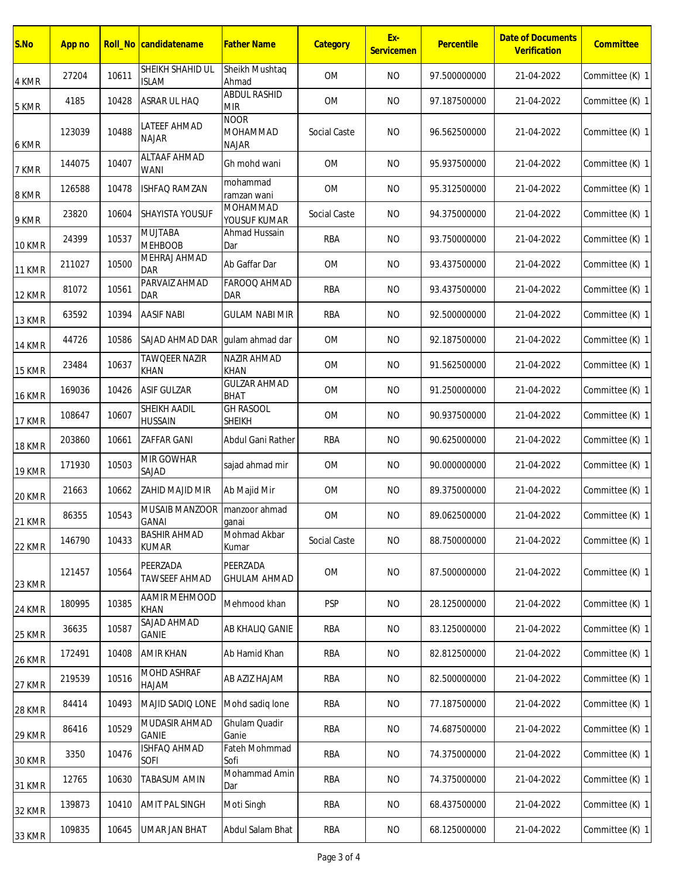| S.No | App no | Roll_No | candidatename | Father Name | Category | Ex-Servicemen | Percentile | Date of Documents Verification | Committee |
|---|---|---|---|---|---|---|---|---|---|
| 4 KMR | 27204 | 10611 | SHEIKH SHAHID UL ISLAM | Sheikh Mushtaq Ahmad | OM | NO | 97.500000000 | 21-04-2022 | Committee (K) 1 |
| 5 KMR | 4185 | 10428 | ASRAR UL HAQ | ABDUL RASHID MIR | OM | NO | 97.187500000 | 21-04-2022 | Committee (K) 1 |
| 6 KMR | 123039 | 10488 | LATEEF AHMAD NAJAR | NOOR MOHAMMAD NAJAR | Social Caste | NO | 96.562500000 | 21-04-2022 | Committee (K) 1 |
| 7 KMR | 144075 | 10407 | ALTAAF AHMAD WANI | Gh mohd wani | OM | NO | 95.937500000 | 21-04-2022 | Committee (K) 1 |
| 8 KMR | 126588 | 10478 | ISHFAQ RAMZAN | mohammad ramzan wani | OM | NO | 95.312500000 | 21-04-2022 | Committee (K) 1 |
| 9 KMR | 23820 | 10604 | SHAYISTA YOUSUF | MOHAMMAD YOUSUF KUMAR | Social Caste | NO | 94.375000000 | 21-04-2022 | Committee (K) 1 |
| 10 KMR | 24399 | 10537 | MUJTABA MEHBOOB | Ahmad Hussain Dar | RBA | NO | 93.750000000 | 21-04-2022 | Committee (K) 1 |
| 11 KMR | 211027 | 10500 | MEHRAJ AHMAD DAR | Ab Gaffar Dar | OM | NO | 93.437500000 | 21-04-2022 | Committee (K) 1 |
| 12 KMR | 81072 | 10561 | PARVAIZ AHMAD DAR | FAROOQ AHMAD DAR | RBA | NO | 93.437500000 | 21-04-2022 | Committee (K) 1 |
| 13 KMR | 63592 | 10394 | AASIF NABI | GULAM NABI MIR | RBA | NO | 92.500000000 | 21-04-2022 | Committee (K) 1 |
| 14 KMR | 44726 | 10586 | SAJAD AHMAD DAR | gulam ahmad dar | OM | NO | 92.187500000 | 21-04-2022 | Committee (K) 1 |
| 15 KMR | 23484 | 10637 | TAWQEER NAZIR KHAN | NAZIR AHMAD KHAN | OM | NO | 91.562500000 | 21-04-2022 | Committee (K) 1 |
| 16 KMR | 169036 | 10426 | ASIF GULZAR | GULZAR AHMAD BHAT | OM | NO | 91.250000000 | 21-04-2022 | Committee (K) 1 |
| 17 KMR | 108647 | 10607 | SHEIKH AADIL HUSSAIN | GH RASOOL SHEIKH | OM | NO | 90.937500000 | 21-04-2022 | Committee (K) 1 |
| 18 KMR | 203860 | 10661 | ZAFFAR GANI | Abdul Gani Rather | RBA | NO | 90.625000000 | 21-04-2022 | Committee (K) 1 |
| 19 KMR | 171930 | 10503 | MIR GOWHAR SAJAD | sajad ahmad mir | OM | NO | 90.000000000 | 21-04-2022 | Committee (K) 1 |
| 20 KMR | 21663 | 10662 | ZAHID MAJID MIR | Ab Majid Mir | OM | NO | 89.375000000 | 21-04-2022 | Committee (K) 1 |
| 21 KMR | 86355 | 10543 | MUSAIB MANZOOR GANAI | manzoor ahmad ganai | OM | NO | 89.062500000 | 21-04-2022 | Committee (K) 1 |
| 22 KMR | 146790 | 10433 | BASHIR AHMAD KUMAR | Mohmad Akbar Kumar | Social Caste | NO | 88.750000000 | 21-04-2022 | Committee (K) 1 |
| 23 KMR | 121457 | 10564 | PEERZADA TAWSEEF AHMAD | PEERZADA GHULAM AHMAD | OM | NO | 87.500000000 | 21-04-2022 | Committee (K) 1 |
| 24 KMR | 180995 | 10385 | AAMIR MEHMOOD KHAN | Mehmood khan | PSP | NO | 28.125000000 | 21-04-2022 | Committee (K) 1 |
| 25 KMR | 36635 | 10587 | SAJAD AHMAD GANIE | AB KHALIQ GANIE | RBA | NO | 83.125000000 | 21-04-2022 | Committee (K) 1 |
| 26 KMR | 172491 | 10408 | AMIR KHAN | Ab Hamid Khan | RBA | NO | 82.812500000 | 21-04-2022 | Committee (K) 1 |
| 27 KMR | 219539 | 10516 | MOHD ASHRAF HAJAM | AB AZIZ HAJAM | RBA | NO | 82.500000000 | 21-04-2022 | Committee (K) 1 |
| 28 KMR | 84414 | 10493 | MAJID SADIQ LONE | Mohd sadiq lone | RBA | NO | 77.187500000 | 21-04-2022 | Committee (K) 1 |
| 29 KMR | 86416 | 10529 | MUDASIR AHMAD GANIE | Ghulam Quadir Ganie | RBA | NO | 74.687500000 | 21-04-2022 | Committee (K) 1 |
| 30 KMR | 3350 | 10476 | ISHFAQ AHMAD SOFI | Fateh Mohmmad Sofi | RBA | NO | 74.375000000 | 21-04-2022 | Committee (K) 1 |
| 31 KMR | 12765 | 10630 | TABASUM AMIN | Mohammad Amin Dar | RBA | NO | 74.375000000 | 21-04-2022 | Committee (K) 1 |
| 32 KMR | 139873 | 10410 | AMIT PAL SINGH | Moti Singh | RBA | NO | 68.437500000 | 21-04-2022 | Committee (K) 1 |
| 33 KMR | 109835 | 10645 | UMAR JAN BHAT | Abdul Salam Bhat | RBA | NO | 68.125000000 | 21-04-2022 | Committee (K) 1 |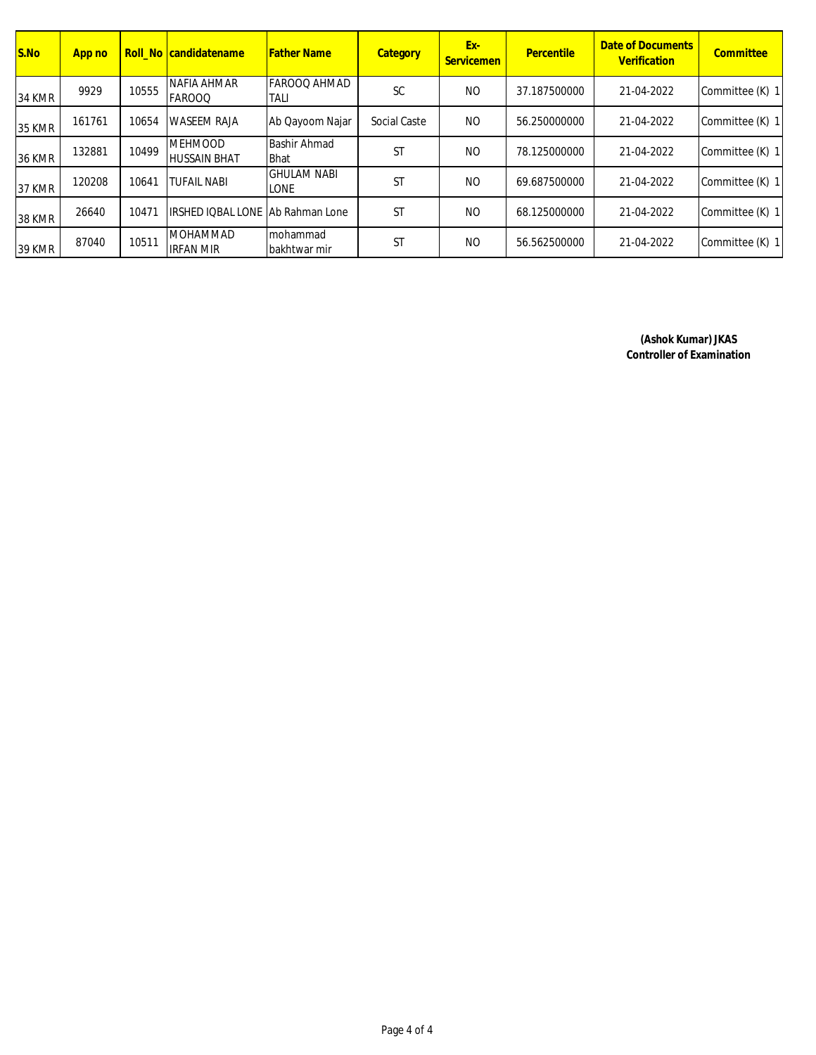| S.No | App no | Roll_No | candidatename | Father Name | Category | Ex-Servicemen | Percentile | Date of Documents Verification | Committee |
|---|---|---|---|---|---|---|---|---|---|
| 34 KMR | 9929 | 10555 | NAFIA AHMAR FAROOQ | FAROOQ AHMAD TALI | SC | NO | 37.187500000 | 21-04-2022 | Committee (K) 1 |
| 35 KMR | 161761 | 10654 | WASEEM RAJA | Ab Qayoom Najar | Social Caste | NO | 56.250000000 | 21-04-2022 | Committee (K) 1 |
| 36 KMR | 132881 | 10499 | MEHMOOD HUSSAIN BHAT | Bashir Ahmad Bhat | ST | NO | 78.125000000 | 21-04-2022 | Committee (K) 1 |
| 37 KMR | 120208 | 10641 | TUFAIL NABI | GHULAM NABI LONE | ST | NO | 69.687500000 | 21-04-2022 | Committee (K) 1 |
| 38 KMR | 26640 | 10471 | IRSHED IQBAL LONE | Ab Rahman Lone | ST | NO | 68.125000000 | 21-04-2022 | Committee (K) 1 |
| 39 KMR | 87040 | 10511 | MOHAMMAD IRFAN MIR | mohammad bakhtwar mir | ST | NO | 56.562500000 | 21-04-2022 | Committee (K) 1 |

**(Ashok Kumar) JKAS**
**Controller of Examination**